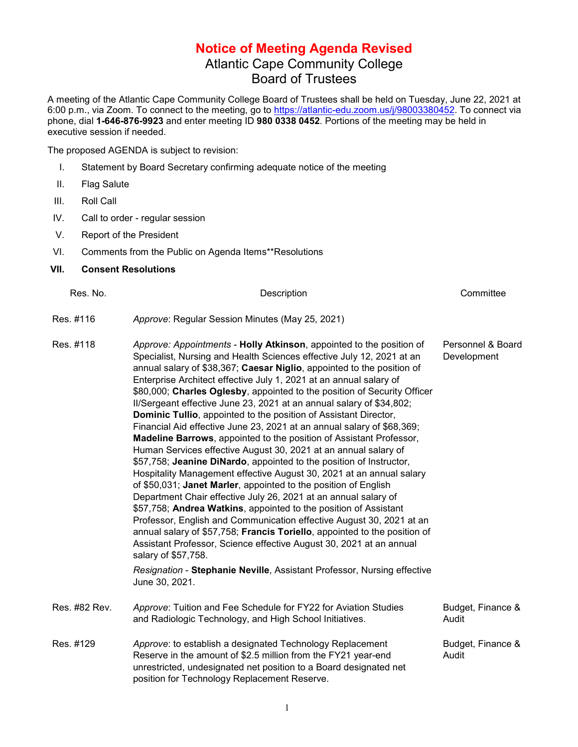# Notice of Meeting Agenda Revised

## Atlantic Cape Community College
## Board of Trustees

A meeting of the Atlantic Cape Community College Board of Trustees shall be held on Tuesday, June 22, 2021 at 6:00 p.m., via Zoom. To connect to the meeting, go to https://atlantic-edu.zoom.us/j/98003380452. To connect via phone, dial **1-646-876-9923** and enter meeting ID **980 0338 0452**. Portions of the meeting may be held in executive session if needed.

The proposed AGENDA is subject to revision:

I. Statement by Board Secretary confirming adequate notice of the meeting

II. Flag Salute

III. Roll Call

IV. Call to order - regular session

V. Report of the President

VI. Comments from the Public on Agenda Items**Resolutions

**VII. Consent Resolutions**

| Res. No. | Description | Committee |
|---|---|---|
| Res. #116 | *Approve*: Regular Session Minutes (May 25, 2021) | |
| Res. #118 | *Approve: Appointments* - **Holly Atkinson**, appointed to the position of Specialist, Nursing and Health Sciences effective July 12, 2021 at an annual salary of $38,367; **Caesar Niglio**, appointed to the position of Enterprise Architect effective July 1, 2021 at an annual salary of $80,000; **Charles Oglesby**, appointed to the position of Security Officer II/Sergeant effective June 23, 2021 at an annual salary of $34,802; **Dominic Tullio**, appointed to the position of Assistant Director, Financial Aid effective June 23, 2021 at an annual salary of $68,369; **Madeline Barrows**, appointed to the position of Assistant Professor, Human Services effective August 30, 2021 at an annual salary of $57,758; **Jeanine DiNardo**, appointed to the position of Instructor, Hospitality Management effective August 30, 2021 at an annual salary of $50,031; **Janet Marler**, appointed to the position of English Department Chair effective July 26, 2021 at an annual salary of $57,758; **Andrea Watkins**, appointed to the position of Assistant Professor, English and Communication effective August 30, 2021 at an annual salary of $57,758; **Francis Toriello**, appointed to the position of Assistant Professor, Science effective August 30, 2021 at an annual salary of $57,758. *Resignation* - **Stephanie Neville**, Assistant Professor, Nursing effective June 30, 2021. | Personnel & Board Development |
| Res. #82 Rev. | *Approve*: Tuition and Fee Schedule for FY22 for Aviation Studies and Radiologic Technology, and High School Initiatives. | Budget, Finance & Audit |
| Res. #129 | *Approve*: to establish a designated Technology Replacement Reserve in the amount of $2.5 million from the FY21 year-end unrestricted, undesignated net position to a Board designated net position for Technology Replacement Reserve. | Budget, Finance & Audit |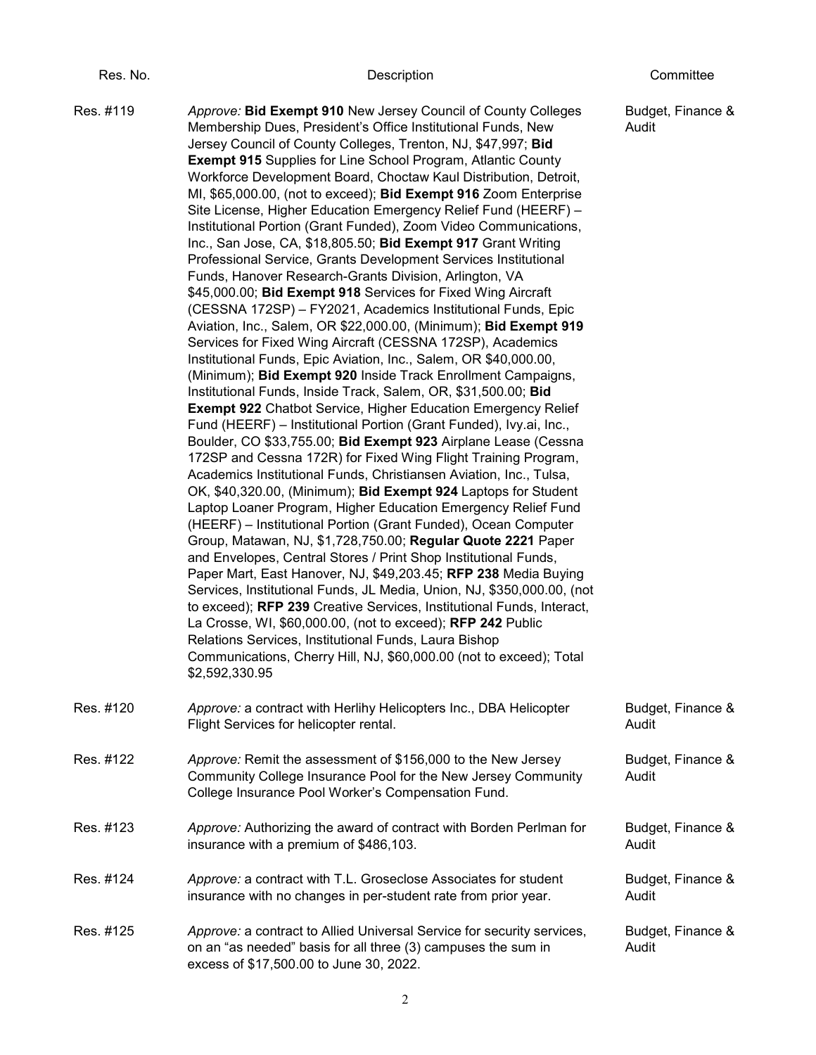| Res. No. | Description | Committee |
| --- | --- | --- |
| Res. #119 | *Approve:* **Bid Exempt 910** New Jersey Council of County Colleges Membership Dues, President's Office Institutional Funds, New Jersey Council of County Colleges, Trenton, NJ, $47,997; **Bid Exempt 915** Supplies for Line School Program, Atlantic County Workforce Development Board, Choctaw Kaul Distribution, Detroit, MI, $65,000.00, (not to exceed); **Bid Exempt 916** Zoom Enterprise Site License, Higher Education Emergency Relief Fund (HEERF) – Institutional Portion (Grant Funded), Zoom Video Communications, Inc., San Jose, CA, $18,805.50; **Bid Exempt 917** Grant Writing Professional Service, Grants Development Services Institutional Funds, Hanover Research-Grants Division, Arlington, VA $45,000.00; **Bid Exempt 918** Services for Fixed Wing Aircraft (CESSNA 172SP) – FY2021, Academics Institutional Funds, Epic Aviation, Inc., Salem, OR $22,000.00, (Minimum); **Bid Exempt 919** Services for Fixed Wing Aircraft (CESSNA 172SP), Academics Institutional Funds, Epic Aviation, Inc., Salem, OR $40,000.00, (Minimum); **Bid Exempt 920** Inside Track Enrollment Campaigns, Institutional Funds, Inside Track, Salem, OR, $31,500.00; **Bid Exempt 922** Chatbot Service, Higher Education Emergency Relief Fund (HEERF) – Institutional Portion (Grant Funded), Ivy.ai, Inc., Boulder, CO $33,755.00; **Bid Exempt 923** Airplane Lease (Cessna 172SP and Cessna 172R) for Fixed Wing Flight Training Program, Academics Institutional Funds, Christiansen Aviation, Inc., Tulsa, OK, $40,320.00, (Minimum); **Bid Exempt 924** Laptops for Student Laptop Loaner Program, Higher Education Emergency Relief Fund (HEERF) – Institutional Portion (Grant Funded), Ocean Computer Group, Matawan, NJ, $1,728,750.00; **Regular Quote 2221** Paper and Envelopes, Central Stores / Print Shop Institutional Funds, Paper Mart, East Hanover, NJ, $49,203.45; **RFP 238** Media Buying Services, Institutional Funds, JL Media, Union, NJ, $350,000.00, (not to exceed); **RFP 239** Creative Services, Institutional Funds, Interact, La Crosse, WI, $60,000.00, (not to exceed); **RFP 242** Public Relations Services, Institutional Funds, Laura Bishop Communications, Cherry Hill, NJ, $60,000.00 (not to exceed); Total $2,592,330.95 | Budget, Finance & Audit |
| Res. #120 | *Approve:* a contract with Herlihy Helicopters Inc., DBA Helicopter Flight Services for helicopter rental. | Budget, Finance & Audit |
| Res. #122 | *Approve:* Remit the assessment of $156,000 to the New Jersey Community College Insurance Pool for the New Jersey Community College Insurance Pool Worker's Compensation Fund. | Budget, Finance & Audit |
| Res. #123 | *Approve:* Authorizing the award of contract with Borden Perlman for insurance with a premium of $486,103. | Budget, Finance & Audit |
| Res. #124 | *Approve:* a contract with T.L. Groseclose Associates for student insurance with no changes in per-student rate from prior year. | Budget, Finance & Audit |
| Res. #125 | *Approve:* a contract to Allied Universal Service for security services, on an "as needed" basis for all three (3) campuses the sum in excess of $17,500.00 to June 30, 2022. | Budget, Finance & Audit |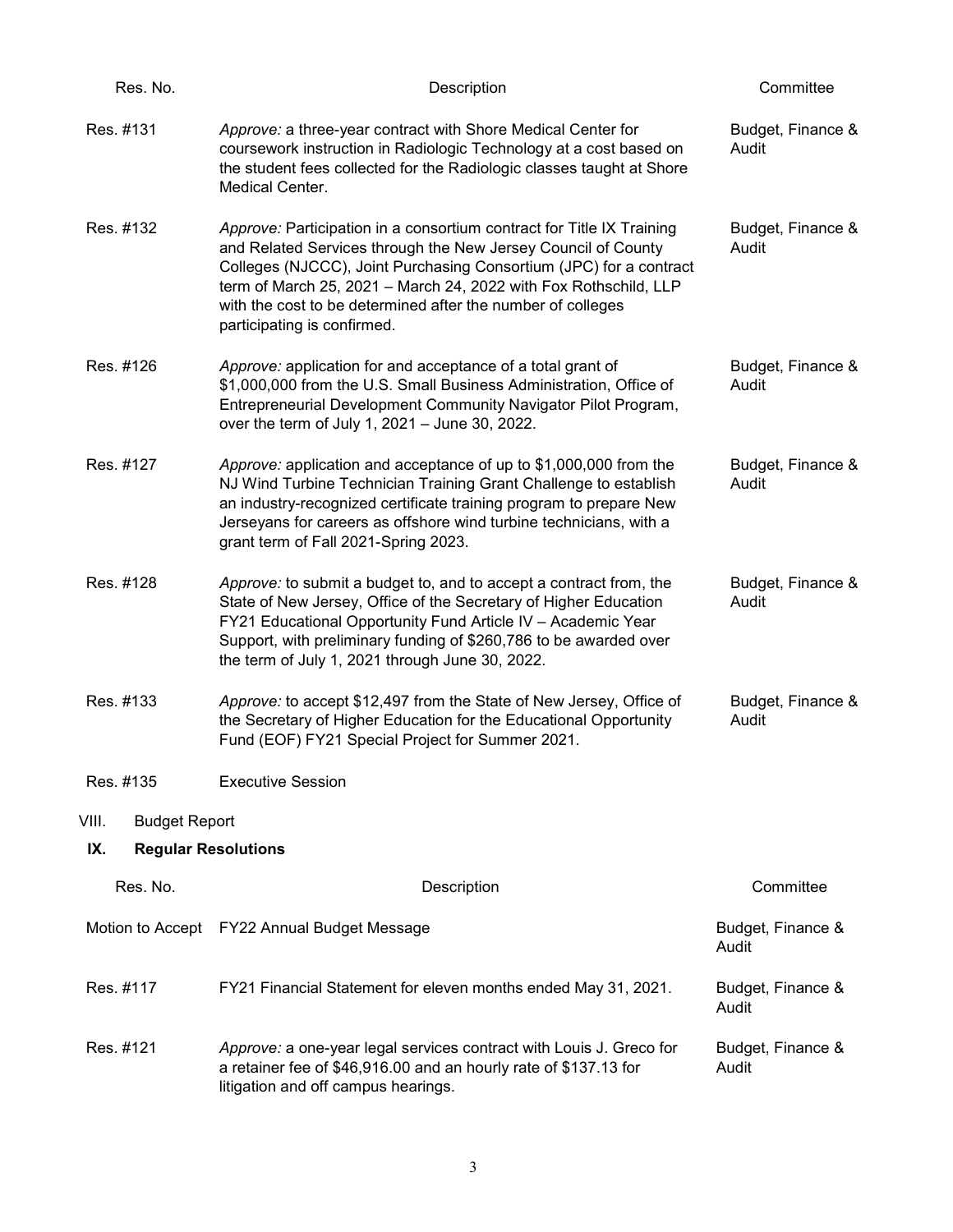| Res. No. | Description | Committee |
|---|---|---|
| Res. #131 | *Approve:* a three-year contract with Shore Medical Center for coursework instruction in Radiologic Technology at a cost based on the student fees collected for the Radiologic classes taught at Shore Medical Center. | Budget, Finance & Audit |
| Res. #132 | *Approve:* Participation in a consortium contract for Title IX Training and Related Services through the New Jersey Council of County Colleges (NJCCC), Joint Purchasing Consortium (JPC) for a contract term of March 25, 2021 – March 24, 2022 with Fox Rothschild, LLP with the cost to be determined after the number of colleges participating is confirmed. | Budget, Finance & Audit |
| Res. #126 | *Approve:* application for and acceptance of a total grant of $1,000,000 from the U.S. Small Business Administration, Office of Entrepreneurial Development Community Navigator Pilot Program, over the term of July 1, 2021 – June 30, 2022. | Budget, Finance & Audit |
| Res. #127 | *Approve:* application and acceptance of up to $1,000,000 from the NJ Wind Turbine Technician Training Grant Challenge to establish an industry-recognized certificate training program to prepare New Jerseyans for careers as offshore wind turbine technicians, with a grant term of Fall 2021-Spring 2023. | Budget, Finance & Audit |
| Res. #128 | *Approve:* to submit a budget to, and to accept a contract from, the State of New Jersey, Office of the Secretary of Higher Education FY21 Educational Opportunity Fund Article IV – Academic Year Support, with preliminary funding of $260,786 to be awarded over the term of July 1, 2021 through June 30, 2022. | Budget, Finance & Audit |
| Res. #133 | *Approve:* to accept $12,497 from the State of New Jersey, Office of the Secretary of Higher Education for the Educational Opportunity Fund (EOF) FY21 Special Project for Summer 2021. | Budget, Finance & Audit |
| Res. #135 | Executive Session | |

VIII. Budget Report

## IX. Regular Resolutions

| Res. No. | Description | Committee |
|---|---|---|
| Motion to Accept | FY22 Annual Budget Message | Budget, Finance & Audit |
| Res. #117 | FY21 Financial Statement for eleven months ended May 31, 2021. | Budget, Finance & Audit |
| Res. #121 | *Approve:* a one-year legal services contract with Louis J. Greco for a retainer fee of $46,916.00 and an hourly rate of $137.13 for litigation and off campus hearings. | Budget, Finance & Audit |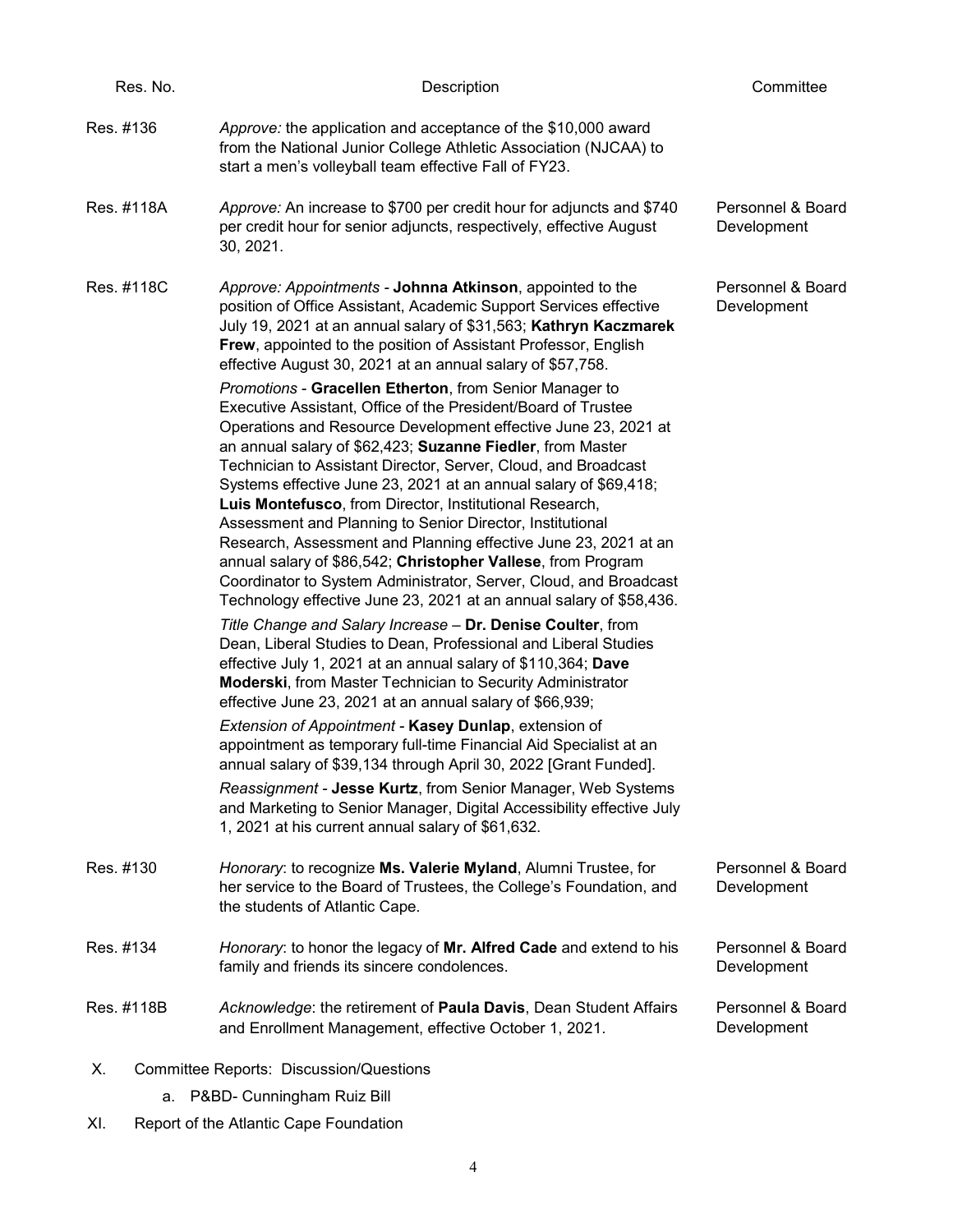| Res. No. | Description | Committee |
| --- | --- | --- |
| Res. #136 | *Approve:* the application and acceptance of the $10,000 award from the National Junior College Athletic Association (NJCAA) to start a men's volleyball team effective Fall of FY23. | |
| Res. #118A | *Approve:* An increase to $700 per credit hour for adjuncts and $740 per credit hour for senior adjuncts, respectively, effective August 30, 2021. | Personnel & Board Development |
| Res. #118C | *Approve: Appointments* - **Johnna Atkinson**, appointed to the position of Office Assistant, Academic Support Services effective July 19, 2021 at an annual salary of $31,563; **Kathryn Kaczmarek Frew**, appointed to the position of Assistant Professor, English effective August 30, 2021 at an annual salary of $57,758.<br><br>*Promotions* - **Gracellen Etherton**, from Senior Manager to Executive Assistant, Office of the President/Board of Trustee Operations and Resource Development effective June 23, 2021 at an annual salary of $62,423; **Suzanne Fiedler**, from Master Technician to Assistant Director, Server, Cloud, and Broadcast Systems effective June 23, 2021 at an annual salary of $69,418; **Luis Montefusco**, from Director, Institutional Research, Assessment and Planning to Senior Director, Institutional Research, Assessment and Planning effective June 23, 2021 at an annual salary of $86,542; **Christopher Vallese**, from Program Coordinator to System Administrator, Server, Cloud, and Broadcast Technology effective June 23, 2021 at an annual salary of $58,436.<br><br>*Title Change and Salary Increase* – **Dr. Denise Coulter**, from Dean, Liberal Studies to Dean, Professional and Liberal Studies effective July 1, 2021 at an annual salary of $110,364; **Dave Moderski**, from Master Technician to Security Administrator effective June 23, 2021 at an annual salary of $66,939;<br><br>*Extension of Appointment* - **Kasey Dunlap**, extension of appointment as temporary full-time Financial Aid Specialist at an annual salary of $39,134 through April 30, 2022 [Grant Funded].<br><br>*Reassignment* - **Jesse Kurtz**, from Senior Manager, Web Systems and Marketing to Senior Manager, Digital Accessibility effective July 1, 2021 at his current annual salary of $61,632. | Personnel & Board Development |
| Res. #130 | *Honorary*: to recognize **Ms. Valerie Myland**, Alumni Trustee, for her service to the Board of Trustees, the College's Foundation, and the students of Atlantic Cape. | Personnel & Board Development |
| Res. #134 | *Honorary*: to honor the legacy of **Mr. Alfred Cade** and extend to his family and friends its sincere condolences. | Personnel & Board Development |
| Res. #118B | *Acknowledge*: the retirement of **Paula Davis**, Dean Student Affairs and Enrollment Management, effective October 1, 2021. | Personnel & Board Development |

X. Committee Reports: Discussion/Questions

   a. P&BD- Cunningham Ruiz Bill

XI. Report of the Atlantic Cape Foundation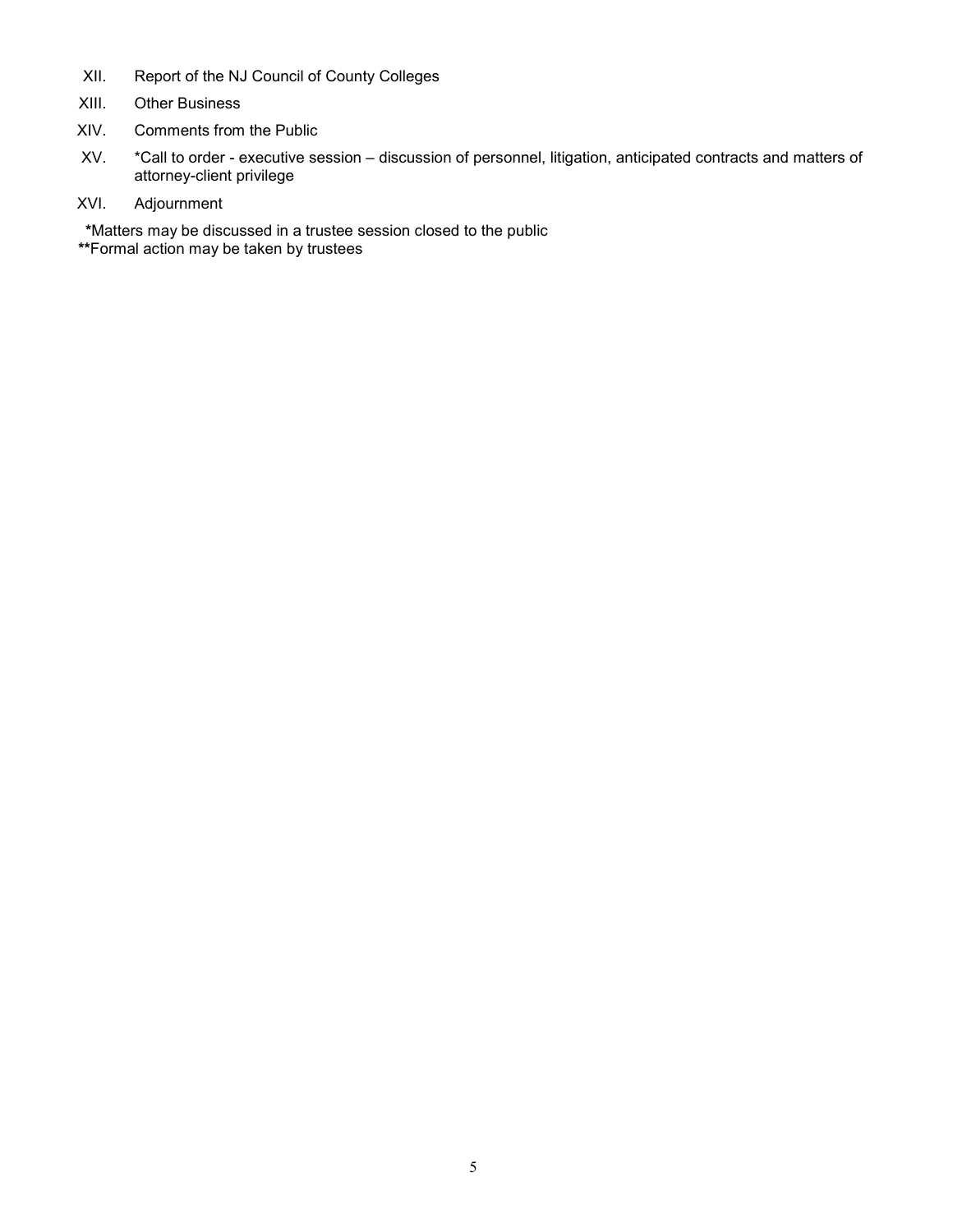XII. Report of the NJ Council of County Colleges

XIII. Other Business

XIV. Comments from the Public

XV. *Call to order - executive session – discussion of personnel, litigation, anticipated contracts and matters of attorney-client privilege

XVI. Adjournment

*Matters may be discussed in a trustee session closed to the public
**Formal action may be taken by trustees